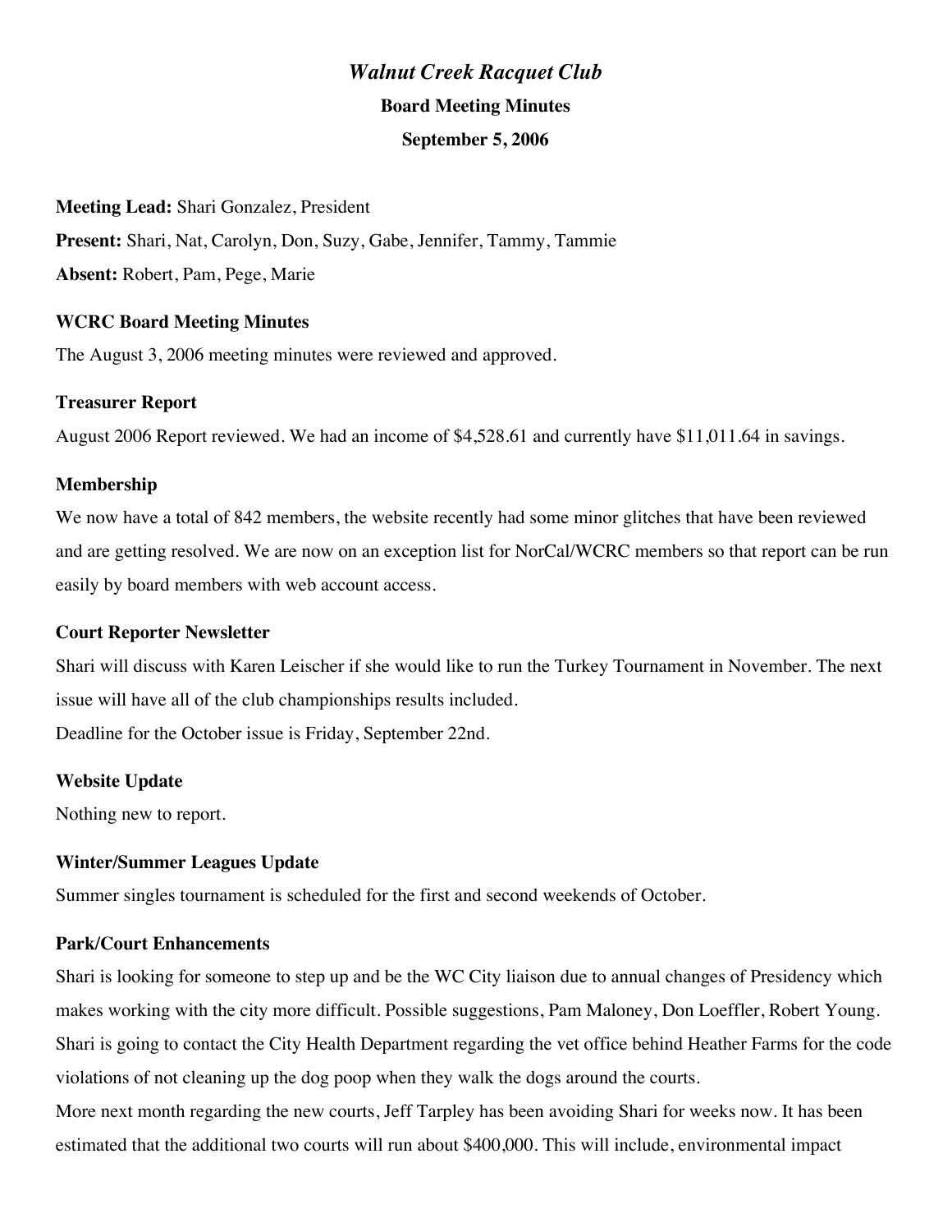# *Walnut Creek Racquet Club*

**Board Meeting Minutes**

**September 5, 2006**

**Meeting Lead:** Shari Gonzalez, President

**Present:** Shari, Nat, Carolyn, Don, Suzy, Gabe, Jennifer, Tammy, Tammie

**Absent:** Robert, Pam, Pege, Marie

### WCRC Board Meeting Minutes

The August 3, 2006 meeting minutes were reviewed and approved.

### Treasurer Report

August 2006 Report reviewed. We had an income of $4,528.61 and currently have $11,011.64 in savings.

### Membership

We now have a total of 842 members, the website recently had some minor glitches that have been reviewed and are getting resolved. We are now on an exception list for NorCal/WCRC members so that report can be run easily by board members with web account access.

### Court Reporter Newsletter

Shari will discuss with Karen Leischer if she would like to run the Turkey Tournament in November. The next issue will have all of the club championships results included.

Deadline for the October issue is Friday, September 22nd.

### Website Update

Nothing new to report.

### Winter/Summer Leagues Update

Summer singles tournament is scheduled for the first and second weekends of October.

### Park/Court Enhancements

Shari is looking for someone to step up and be the WC City liaison due to annual changes of Presidency which makes working with the city more difficult. Possible suggestions, Pam Maloney, Don Loeffler, Robert Young. Shari is going to contact the City Health Department regarding the vet office behind Heather Farms for the code violations of not cleaning up the dog poop when they walk the dogs around the courts.

More next month regarding the new courts, Jeff Tarpley has been avoiding Shari for weeks now. It has been estimated that the additional two courts will run about $400,000. This will include, environmental impact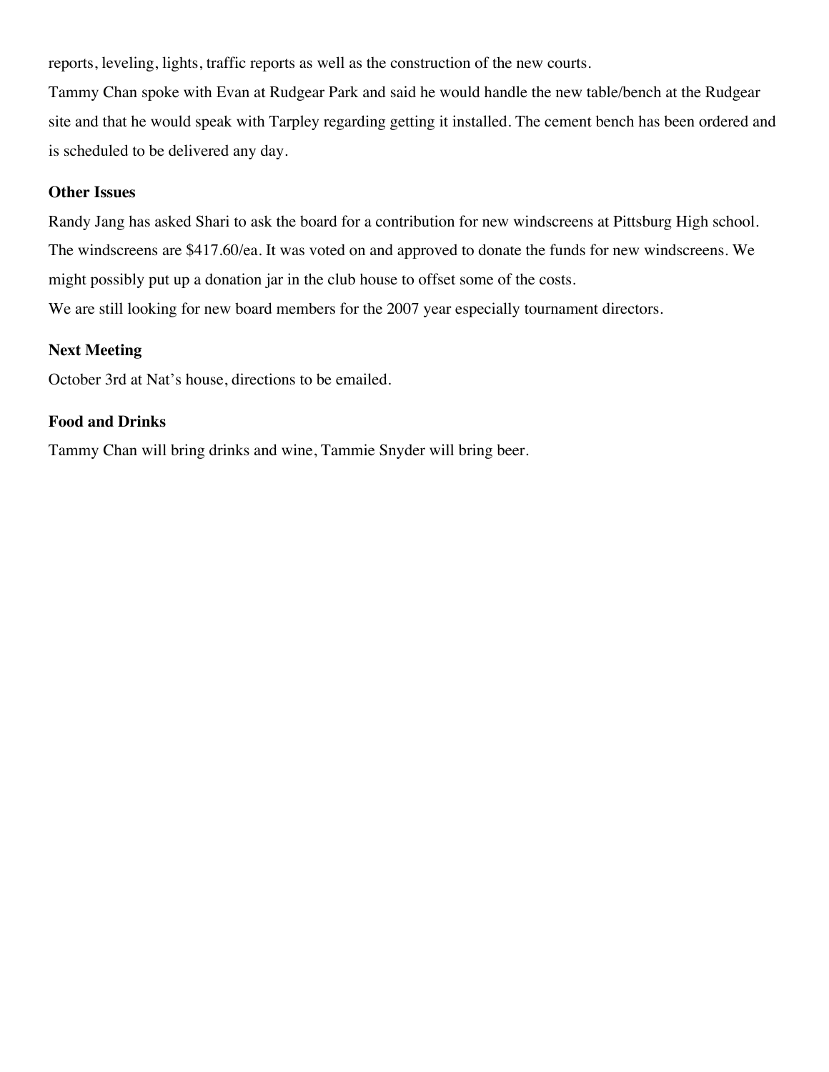reports, leveling, lights, traffic reports as well as the construction of the new courts.

Tammy Chan spoke with Evan at Rudgear Park and said he would handle the new table/bench at the Rudgear site and that he would speak with Tarpley regarding getting it installed. The cement bench has been ordered and is scheduled to be delivered any day.

**Other Issues**

Randy Jang has asked Shari to ask the board for a contribution for new windscreens at Pittsburg High school. The windscreens are $417.60/ea. It was voted on and approved to donate the funds for new windscreens. We might possibly put up a donation jar in the club house to offset some of the costs.

We are still looking for new board members for the 2007 year especially tournament directors.

**Next Meeting**

October 3rd at Nat's house, directions to be emailed.

**Food and Drinks**

Tammy Chan will bring drinks and wine, Tammie Snyder will bring beer.